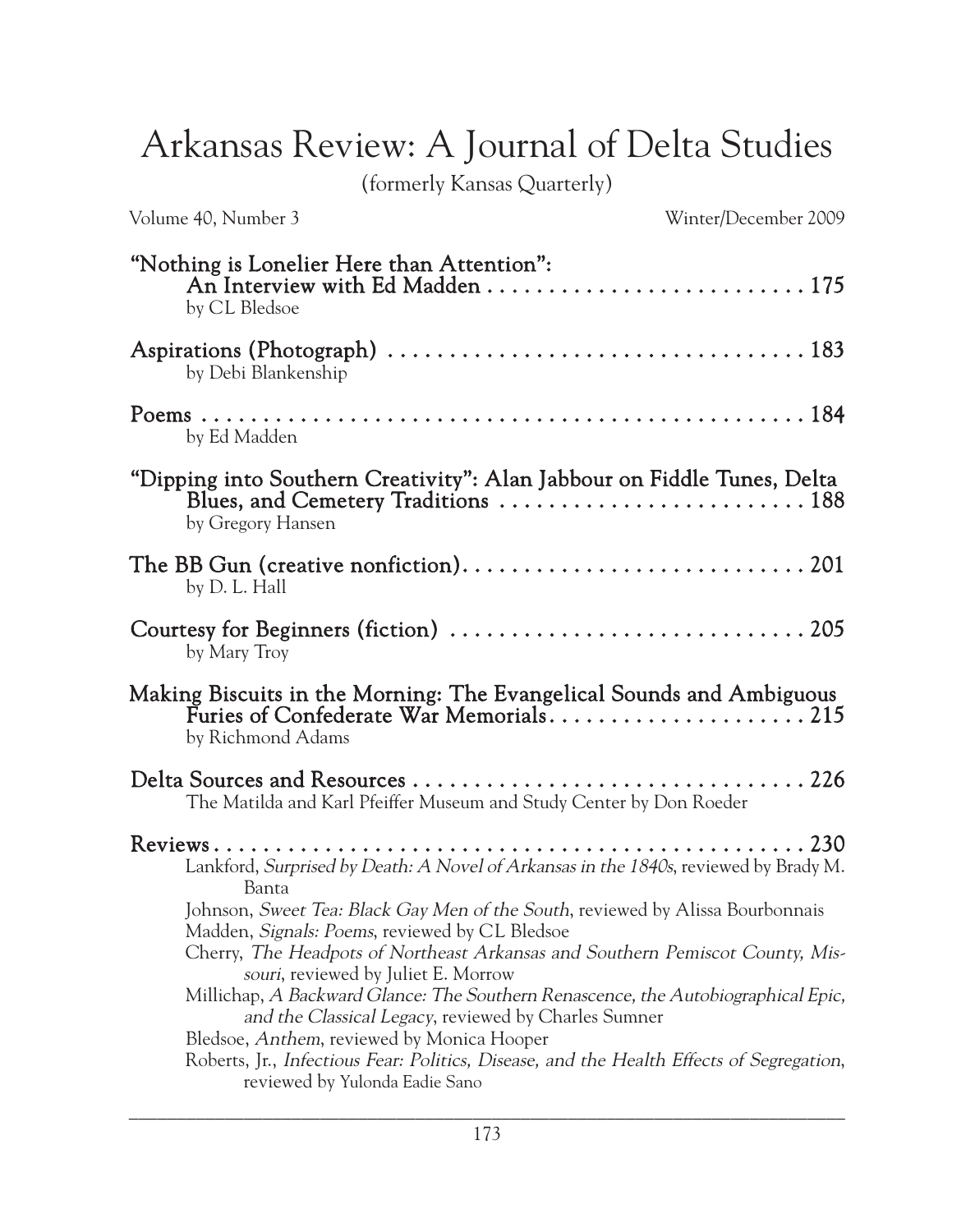# Arkansas Review: A Journal of Delta Studies

(formerly Kansas Quarterly)

Volume 40, Number 3 — Winter/December 2009

**"Nothing is Lonelier Here than Attention": An Interview with Ed Madden** . . . . . . . . . . 175
by CL Bledsoe

**Aspirations (Photograph)** . . . . . . . . . . 183
by Debi Blankenship

**Poems** . . . . . . . . . . 184
by Ed Madden

**"Dipping into Southern Creativity": Alan Jabbour on Fiddle Tunes, Delta Blues, and Cemetery Traditions** . . . . . . . . . . 188
by Gregory Hansen

**The BB Gun (creative nonfiction)** . . . . . . . . . . 201
by D. L. Hall

**Courtesy for Beginners (fiction)** . . . . . . . . . . 205
by Mary Troy

**Making Biscuits in the Morning: The Evangelical Sounds and Ambiguous Furies of Confederate War Memorials** . . . . . . . . . . 215
by Richmond Adams

**Delta Sources and Resources** . . . . . . . . . . 226
The Matilda and Karl Pfeiffer Museum and Study Center by Don Roeder

**Reviews** . . . . . . . . . . 230
- Lankford, *Surprised by Death: A Novel of Arkansas in the 1840s*, reviewed by Brady M. Banta
- Johnson, *Sweet Tea: Black Gay Men of the South*, reviewed by Alissa Bourbonnais
- Madden, *Signals: Poems*, reviewed by CL Bledsoe
- Cherry, *The Headpots of Northeast Arkansas and Southern Pemiscot County, Missouri*, reviewed by Juliet E. Morrow
- Millichap, *A Backward Glance: The Southern Renascence, the Autobiographical Epic, and the Classical Legacy*, reviewed by Charles Sumner
- Bledsoe, *Anthem*, reviewed by Monica Hooper
- Roberts, Jr., *Infectious Fear: Politics, Disease, and the Health Effects of Segregation*, reviewed by Yulonda Eadie Sano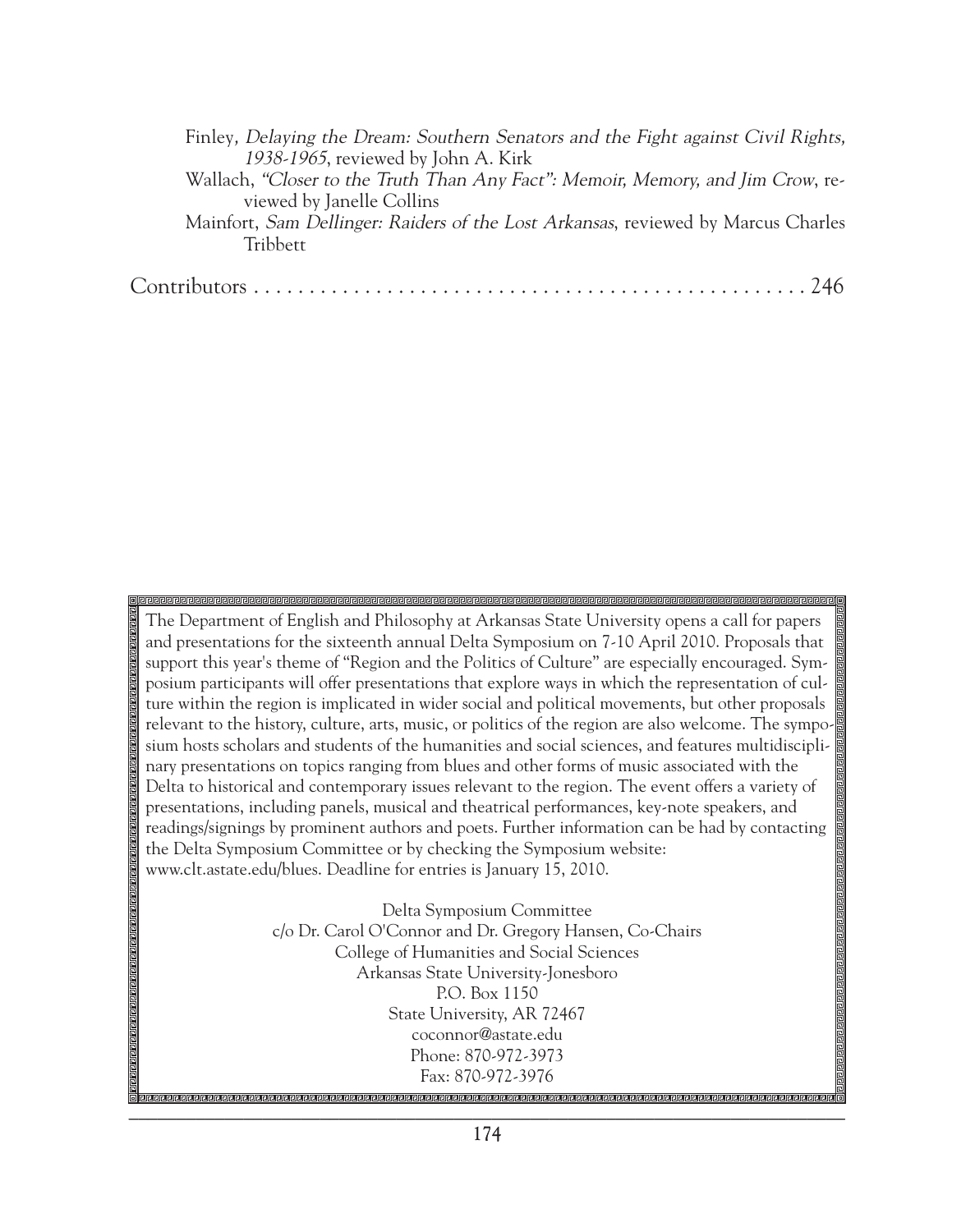Finley, *Delaying the Dream: Southern Senators and the Fight against Civil Rights, 1938-1965*, reviewed by John A. Kirk

Wallach, *"Closer to the Truth Than Any Fact": Memoir, Memory, and Jim Crow*, reviewed by Janelle Collins

Mainfort, *Sam Dellinger: Raiders of the Lost Arkansas*, reviewed by Marcus Charles Tribbett

Contributors . . . . . . . . . . . . . . . . . . . . . . . . . . . . . . . . . . . . . . . . . . . . . . . . . 246

---

The Department of English and Philosophy at Arkansas State University opens a call for papers and presentations for the sixteenth annual Delta Symposium on 7-10 April 2010. Proposals that support this year's theme of "Region and the Politics of Culture" are especially encouraged. Symposium participants will offer presentations that explore ways in which the representation of culture within the region is implicated in wider social and political movements, but other proposals relevant to the history, culture, arts, music, or politics of the region are also welcome. The symposium hosts scholars and students of the humanities and social sciences, and features multidisciplinary presentations on topics ranging from blues and other forms of music associated with the Delta to historical and contemporary issues relevant to the region. The event offers a variety of presentations, including panels, musical and theatrical performances, key-note speakers, and readings/signings by prominent authors and poets. Further information can be had by contacting the Delta Symposium Committee or by checking the Symposium website: www.clt.astate.edu/blues. Deadline for entries is January 15, 2010.

Delta Symposium Committee
c/o Dr. Carol O'Connor and Dr. Gregory Hansen, Co-Chairs
College of Humanities and Social Sciences
Arkansas State University-Jonesboro
P.O. Box 1150
State University, AR 72467
coconnor@astate.edu
Phone: 870-972-3973
Fax: 870-972-3976